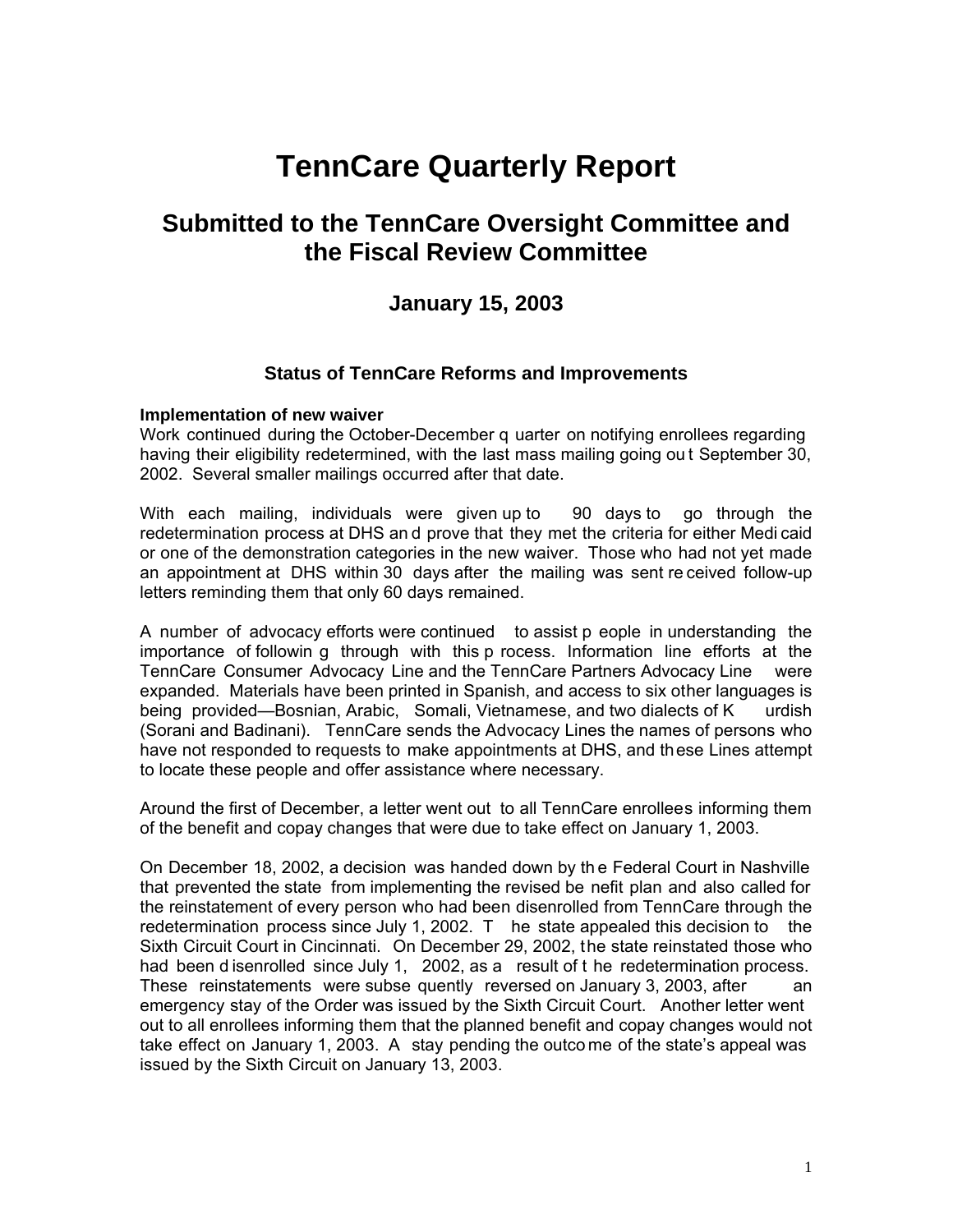# TennCare Quarterly Report

## Submitted to the TennCare Oversight Committee and the Fiscal Review Committee

### January 15, 2003

#### Status of TennCare Reforms and Improvements

**Implementation of new waiver**

Work continued during the October-December quarter on notifying enrollees regarding having their eligibility redetermined, with the last mass mailing going out September 30, 2002. Several smaller mailings occurred after that date.

With each mailing, individuals were given up to 90 days to go through the redetermination process at DHS and prove that they met the criteria for either Medicaid or one of the demonstration categories in the new waiver. Those who had not yet made an appointment at DHS within 30 days after the mailing was sent received follow-up letters reminding them that only 60 days remained.

A number of advocacy efforts were continued to assist people in understanding the importance of following through with this process. Information line efforts at the TennCare Consumer Advocacy Line and the TennCare Partners Advocacy Line were expanded. Materials have been printed in Spanish, and access to six other languages is being provided—Bosnian, Arabic, Somali, Vietnamese, and two dialects of Kurdish (Sorani and Badinani). TennCare sends the Advocacy Lines the names of persons who have not responded to requests to make appointments at DHS, and these Lines attempt to locate these people and offer assistance where necessary.

Around the first of December, a letter went out to all TennCare enrollees informing them of the benefit and copay changes that were due to take effect on January 1, 2003.

On December 18, 2002, a decision was handed down by the Federal Court in Nashville that prevented the state from implementing the revised benefit plan and also called for the reinstatement of every person who had been disenrolled from TennCare through the redetermination process since July 1, 2002. The state appealed this decision to the Sixth Circuit Court in Cincinnati. On December 29, 2002, the state reinstated those who had been disenrolled since July 1, 2002, as a result of the redetermination process. These reinstatements were subsequently reversed on January 3, 2003, after an emergency stay of the Order was issued by the Sixth Circuit Court. Another letter went out to all enrollees informing them that the planned benefit and copay changes would not take effect on January 1, 2003. A stay pending the outcome of the state's appeal was issued by the Sixth Circuit on January 13, 2003.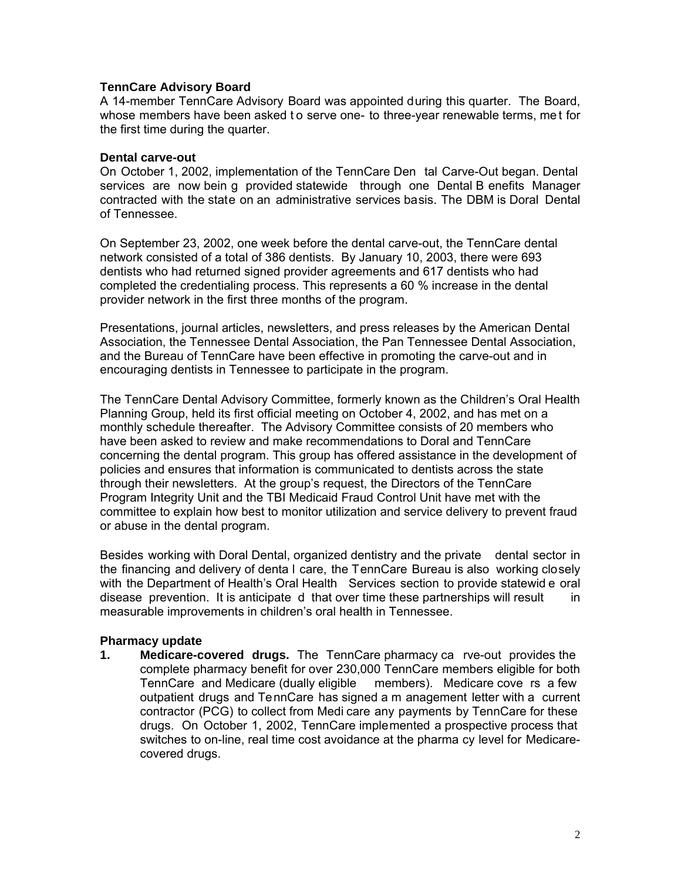**TennCare Advisory Board**

A 14-member TennCare Advisory Board was appointed during this quarter. The Board, whose members have been asked to serve one- to three-year renewable terms, met for the first time during the quarter.

**Dental carve-out**

On October 1, 2002, implementation of the TennCare Dental Carve-Out began. Dental services are now being provided statewide through one Dental Benefits Manager contracted with the state on an administrative services basis. The DBM is Doral Dental of Tennessee.

On September 23, 2002, one week before the dental carve-out, the TennCare dental network consisted of a total of 386 dentists. By January 10, 2003, there were 693 dentists who had returned signed provider agreements and 617 dentists who had completed the credentialing process. This represents a 60 % increase in the dental provider network in the first three months of the program.

Presentations, journal articles, newsletters, and press releases by the American Dental Association, the Tennessee Dental Association, the Pan Tennessee Dental Association, and the Bureau of TennCare have been effective in promoting the carve-out and in encouraging dentists in Tennessee to participate in the program.

The TennCare Dental Advisory Committee, formerly known as the Children's Oral Health Planning Group, held its first official meeting on October 4, 2002, and has met on a monthly schedule thereafter. The Advisory Committee consists of 20 members who have been asked to review and make recommendations to Doral and TennCare concerning the dental program. This group has offered assistance in the development of policies and ensures that information is communicated to dentists across the state through their newsletters. At the group's request, the Directors of the TennCare Program Integrity Unit and the TBI Medicaid Fraud Control Unit have met with the committee to explain how best to monitor utilization and service delivery to prevent fraud or abuse in the dental program.

Besides working with Doral Dental, organized dentistry and the private dental sector in the financing and delivery of dental care, the TennCare Bureau is also working closely with the Department of Health's Oral Health Services section to provide statewide oral disease prevention. It is anticipated that over time these partnerships will result in measurable improvements in children's oral health in Tennessee.

**Pharmacy update**

1. **Medicare-covered drugs.** The TennCare pharmacy carve-out provides the complete pharmacy benefit for over 230,000 TennCare members eligible for both TennCare and Medicare (dually eligible members). Medicare covers a few outpatient drugs and TennCare has signed a management letter with a current contractor (PCG) to collect from Medicare any payments by TennCare for these drugs. On October 1, 2002, TennCare implemented a prospective process that switches to on-line, real time cost avoidance at the pharmacy level for Medicare-covered drugs.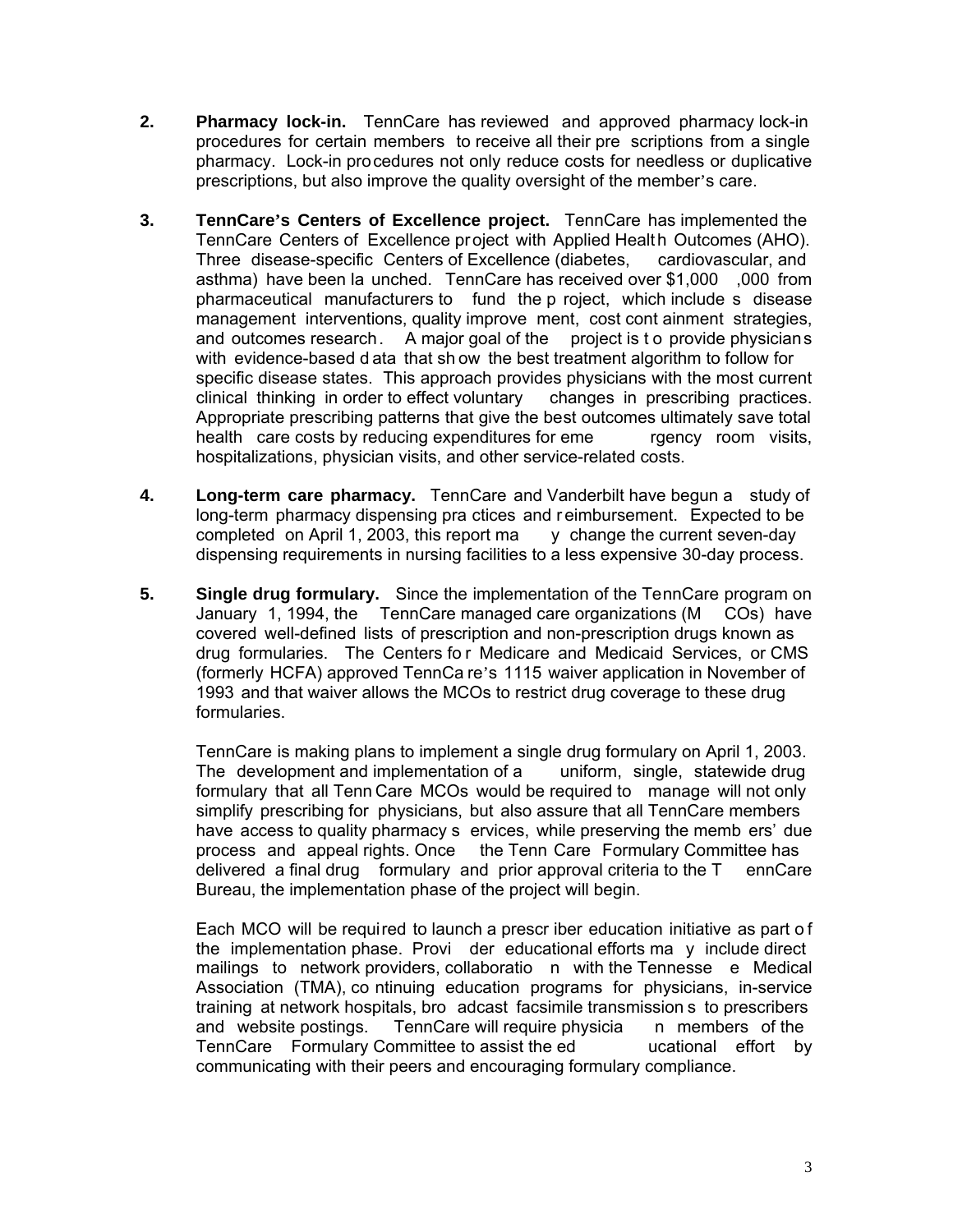2. **Pharmacy lock-in.** TennCare has reviewed and approved pharmacy lock-in procedures for certain members to receive all their prescriptions from a single pharmacy. Lock-in procedures not only reduce costs for needless or duplicative prescriptions, but also improve the quality oversight of the member's care.

3. **TennCare's Centers of Excellence project.** TennCare has implemented the TennCare Centers of Excellence project with Applied Health Outcomes (AHO). Three disease-specific Centers of Excellence (diabetes, cardiovascular, and asthma) have been launched. TennCare has received over $1,000,000 from pharmaceutical manufacturers to fund the project, which includes disease management interventions, quality improvement, cost containment strategies, and outcomes research. A major goal of the project is to provide physicians with evidence-based data that show the best treatment algorithm to follow for specific disease states. This approach provides physicians with the most current clinical thinking in order to effect voluntary changes in prescribing practices. Appropriate prescribing patterns that give the best outcomes ultimately save total health care costs by reducing expenditures for emergency room visits, hospitalizations, physician visits, and other service-related costs.

4. **Long-term care pharmacy.** TennCare and Vanderbilt have begun a study of long-term pharmacy dispensing practices and reimbursement. Expected to be completed on April 1, 2003, this report may change the current seven-day dispensing requirements in nursing facilities to a less expensive 30-day process.

5. **Single drug formulary.** Since the implementation of the TennCare program on January 1, 1994, the TennCare managed care organizations (MCOs) have covered well-defined lists of prescription and non-prescription drugs known as drug formularies. The Centers for Medicare and Medicaid Services, or CMS (formerly HCFA) approved TennCare's 1115 waiver application in November of 1993 and that waiver allows the MCOs to restrict drug coverage to these drug formularies.

   TennCare is making plans to implement a single drug formulary on April 1, 2003. The development and implementation of a uniform, single, statewide drug formulary that all TennCare MCOs would be required to manage will not only simplify prescribing for physicians, but also assure that all TennCare members have access to quality pharmacy services, while preserving the members' due process and appeal rights. Once the TennCare Formulary Committee has delivered a final drug formulary and prior approval criteria to the TennCare Bureau, the implementation phase of the project will begin.

   Each MCO will be required to launch a prescriber education initiative as part of the implementation phase. Provider educational efforts may include direct mailings to network providers, collaboration with the Tennessee Medical Association (TMA), continuing education programs for physicians, in-service training at network hospitals, broadcast facsimile transmissions to prescribers and website postings. TennCare will require physician members of the TennCare Formulary Committee to assist the educational effort by communicating with their peers and encouraging formulary compliance.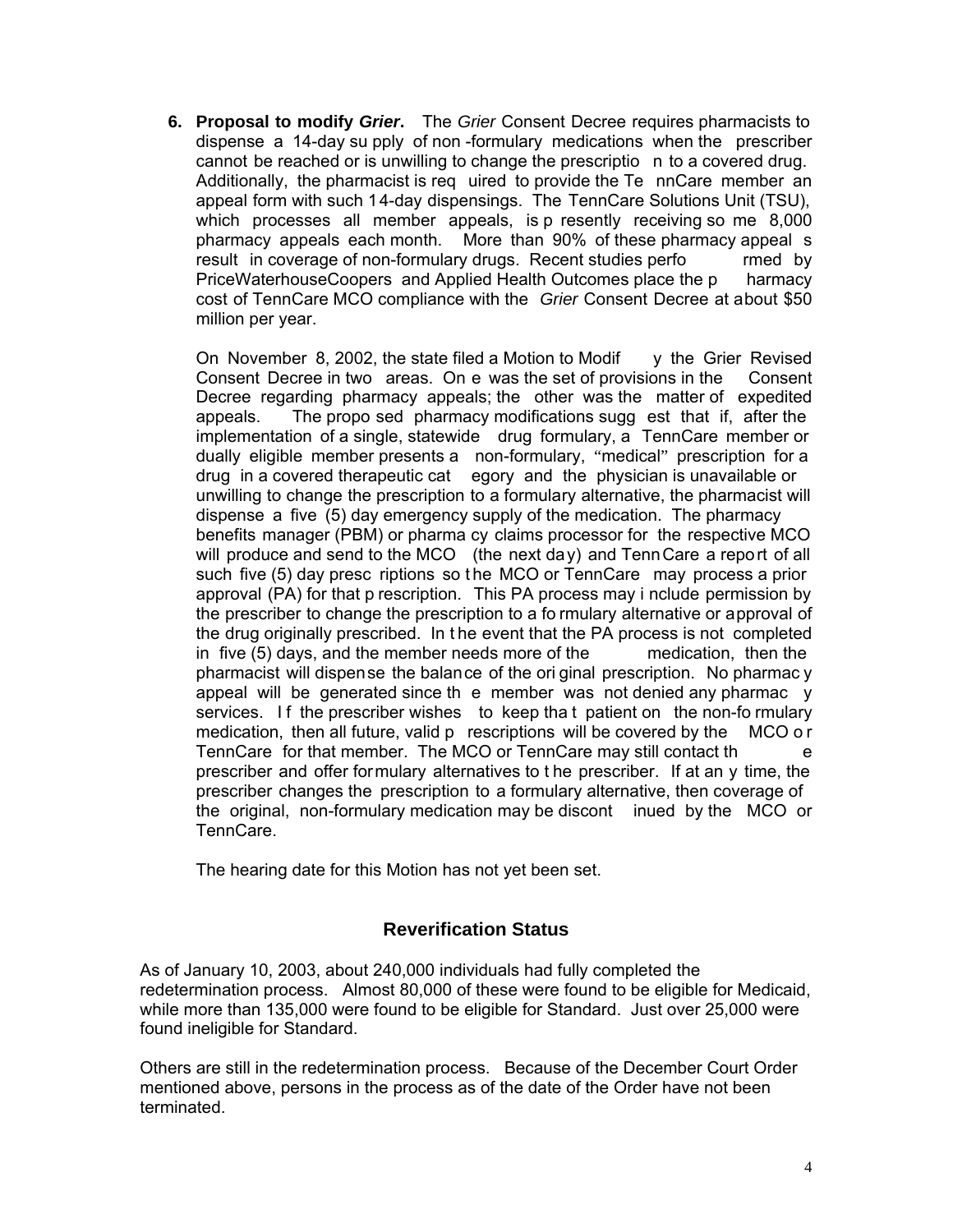6. **Proposal to modify *Grier*.** The *Grier* Consent Decree requires pharmacists to dispense a 14-day supply of non-formulary medications when the prescriber cannot be reached or is unwilling to change the prescription to a covered drug. Additionally, the pharmacist is required to provide the TennCare member an appeal form with such 14-day dispensings. The TennCare Solutions Unit (TSU), which processes all member appeals, is presently receiving some 8,000 pharmacy appeals each month. More than 90% of these pharmacy appeals result in coverage of non-formulary drugs. Recent studies performed by PriceWaterhouseCoopers and Applied Health Outcomes place the pharmacy cost of TennCare MCO compliance with the *Grier* Consent Decree at about $50 million per year.

   On November 8, 2002, the state filed a Motion to Modify the Grier Revised Consent Decree in two areas. One was the set of provisions in the Consent Decree regarding pharmacy appeals; the other was the matter of expedited appeals. The proposed pharmacy modifications suggest that if, after the implementation of a single, statewide drug formulary, a TennCare member or dually eligible member presents a non-formulary, "medical" prescription for a drug in a covered therapeutic category and the physician is unavailable or unwilling to change the prescription to a formulary alternative, the pharmacist will dispense a five (5) day emergency supply of the medication. The pharmacy benefits manager (PBM) or pharmacy claims processor for the respective MCO will produce and send to the MCO (the next day) and TennCare a report of all such five (5) day prescriptions so the MCO or TennCare may process a prior approval (PA) for that prescription. This PA process may include permission by the prescriber to change the prescription to a formulary alternative or approval of the drug originally prescribed. In the event that the PA process is not completed in five (5) days, and the member needs more of the medication, then the pharmacist will dispense the balance of the original prescription. No pharmacy appeal will be generated since the member was not denied any pharmacy services. If the prescriber wishes to keep that patient on the non-formulary medication, then all future, valid prescriptions will be covered by the MCO or TennCare for that member. The MCO or TennCare may still contact the prescriber and offer formulary alternatives to the prescriber. If at any time, the prescriber changes the prescription to a formulary alternative, then coverage of the original, non-formulary medication may be discontinued by the MCO or TennCare.

   The hearing date for this Motion has not yet been set.

## Reverification Status

As of January 10, 2003, about 240,000 individuals had fully completed the redetermination process. Almost 80,000 of these were found to be eligible for Medicaid, while more than 135,000 were found to be eligible for Standard. Just over 25,000 were found ineligible for Standard.

Others are still in the redetermination process. Because of the December Court Order mentioned above, persons in the process as of the date of the Order have not been terminated.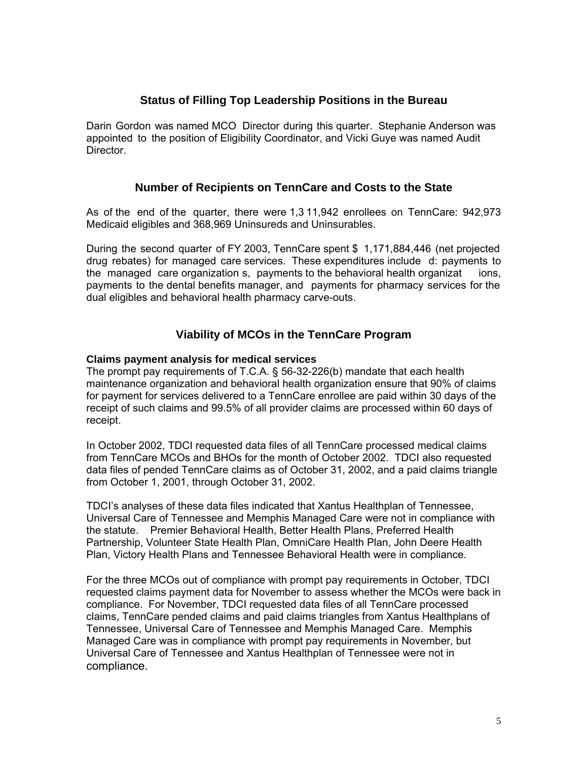## Status of Filling Top Leadership Positions in the Bureau

Darin Gordon was named MCO Director during this quarter. Stephanie Anderson was appointed to the position of Eligibility Coordinator, and Vicki Guye was named Audit Director.

## Number of Recipients on TennCare and Costs to the State

As of the end of the quarter, there were 1,311,942 enrollees on TennCare: 942,973 Medicaid eligibles and 368,969 Uninsureds and Uninsurables.

During the second quarter of FY 2003, TennCare spent $ 1,171,884,446 (net projected drug rebates) for managed care services. These expenditures included: payments to the managed care organizations, payments to the behavioral health organizations, payments to the dental benefits manager, and payments for pharmacy services for the dual eligibles and behavioral health pharmacy carve-outs.

## Viability of MCOs in the TennCare Program

**Claims payment analysis for medical services**

The prompt pay requirements of T.C.A. § 56-32-226(b) mandate that each health maintenance organization and behavioral health organization ensure that 90% of claims for payment for services delivered to a TennCare enrollee are paid within 30 days of the receipt of such claims and 99.5% of all provider claims are processed within 60 days of receipt.

In October 2002, TDCI requested data files of all TennCare processed medical claims from TennCare MCOs and BHOs for the month of October 2002. TDCI also requested data files of pended TennCare claims as of October 31, 2002, and a paid claims triangle from October 1, 2001, through October 31, 2002.

TDCI's analyses of these data files indicated that Xantus Healthplan of Tennessee, Universal Care of Tennessee and Memphis Managed Care were not in compliance with the statute. Premier Behavioral Health, Better Health Plans, Preferred Health Partnership, Volunteer State Health Plan, OmniCare Health Plan, John Deere Health Plan, Victory Health Plans and Tennessee Behavioral Health were in compliance.

For the three MCOs out of compliance with prompt pay requirements in October, TDCI requested claims payment data for November to assess whether the MCOs were back in compliance. For November, TDCI requested data files of all TennCare processed claims, TennCare pended claims and paid claims triangles from Xantus Healthplans of Tennessee, Universal Care of Tennessee and Memphis Managed Care. Memphis Managed Care was in compliance with prompt pay requirements in November, but Universal Care of Tennessee and Xantus Healthplan of Tennessee were not in compliance.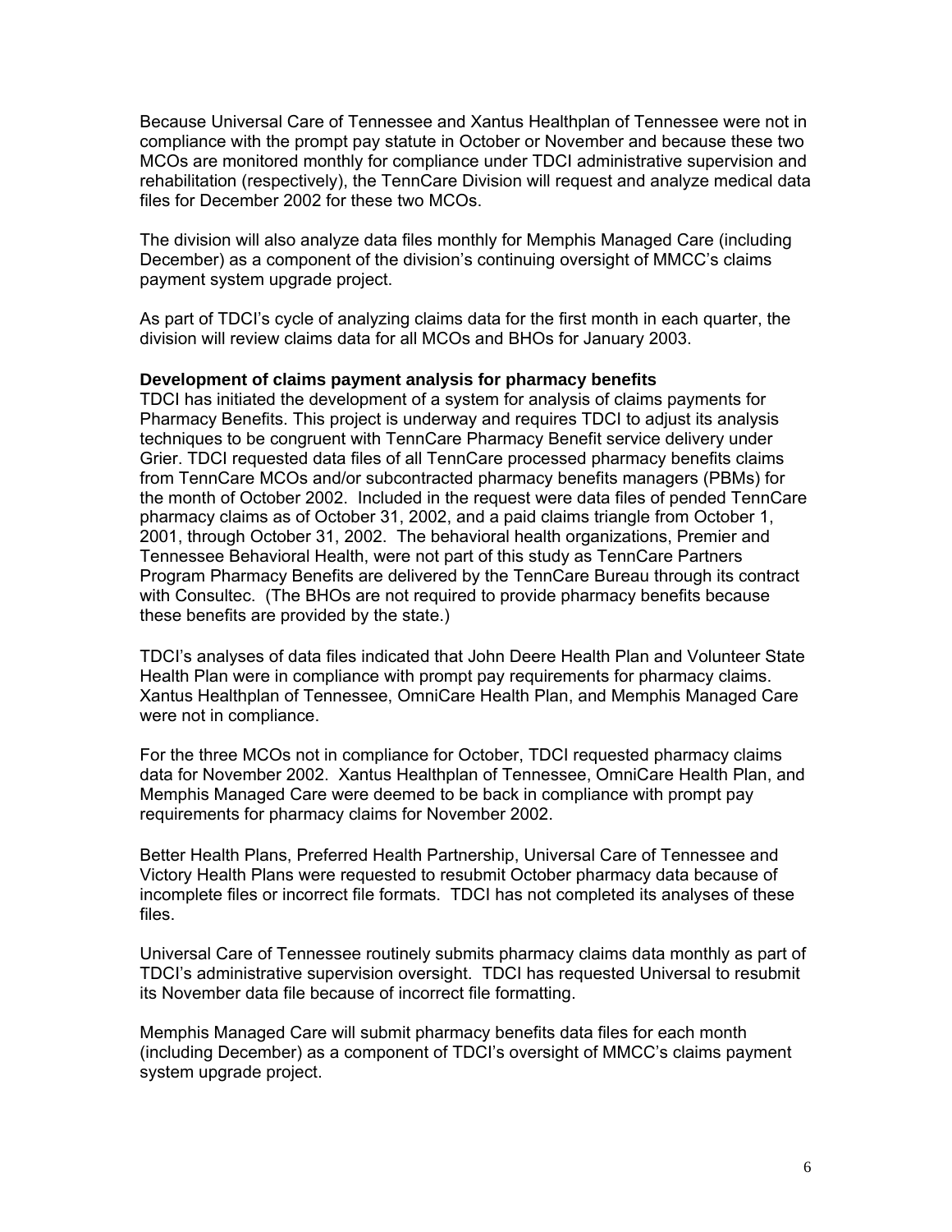Because Universal Care of Tennessee and Xantus Healthplan of Tennessee were not in compliance with the prompt pay statute in October or November and because these two MCOs are monitored monthly for compliance under TDCI administrative supervision and rehabilitation (respectively), the TennCare Division will request and analyze medical data files for December 2002 for these two MCOs.

The division will also analyze data files monthly for Memphis Managed Care (including December) as a component of the division's continuing oversight of MMCC's claims payment system upgrade project.

As part of TDCI's cycle of analyzing claims data for the first month in each quarter, the division will review claims data for all MCOs and BHOs for January 2003.

**Development of claims payment analysis for pharmacy benefits**

TDCI has initiated the development of a system for analysis of claims payments for Pharmacy Benefits. This project is underway and requires TDCI to adjust its analysis techniques to be congruent with TennCare Pharmacy Benefit service delivery under Grier. TDCI requested data files of all TennCare processed pharmacy benefits claims from TennCare MCOs and/or subcontracted pharmacy benefits managers (PBMs) for the month of October 2002. Included in the request were data files of pended TennCare pharmacy claims as of October 31, 2002, and a paid claims triangle from October 1, 2001, through October 31, 2002. The behavioral health organizations, Premier and Tennessee Behavioral Health, were not part of this study as TennCare Partners Program Pharmacy Benefits are delivered by the TennCare Bureau through its contract with Consultec. (The BHOs are not required to provide pharmacy benefits because these benefits are provided by the state.)

TDCI's analyses of data files indicated that John Deere Health Plan and Volunteer State Health Plan were in compliance with prompt pay requirements for pharmacy claims. Xantus Healthplan of Tennessee, OmniCare Health Plan, and Memphis Managed Care were not in compliance.

For the three MCOs not in compliance for October, TDCI requested pharmacy claims data for November 2002. Xantus Healthplan of Tennessee, OmniCare Health Plan, and Memphis Managed Care were deemed to be back in compliance with prompt pay requirements for pharmacy claims for November 2002.

Better Health Plans, Preferred Health Partnership, Universal Care of Tennessee and Victory Health Plans were requested to resubmit October pharmacy data because of incomplete files or incorrect file formats. TDCI has not completed its analyses of these files.

Universal Care of Tennessee routinely submits pharmacy claims data monthly as part of TDCI's administrative supervision oversight. TDCI has requested Universal to resubmit its November data file because of incorrect file formatting.

Memphis Managed Care will submit pharmacy benefits data files for each month (including December) as a component of TDCI's oversight of MMCC's claims payment system upgrade project.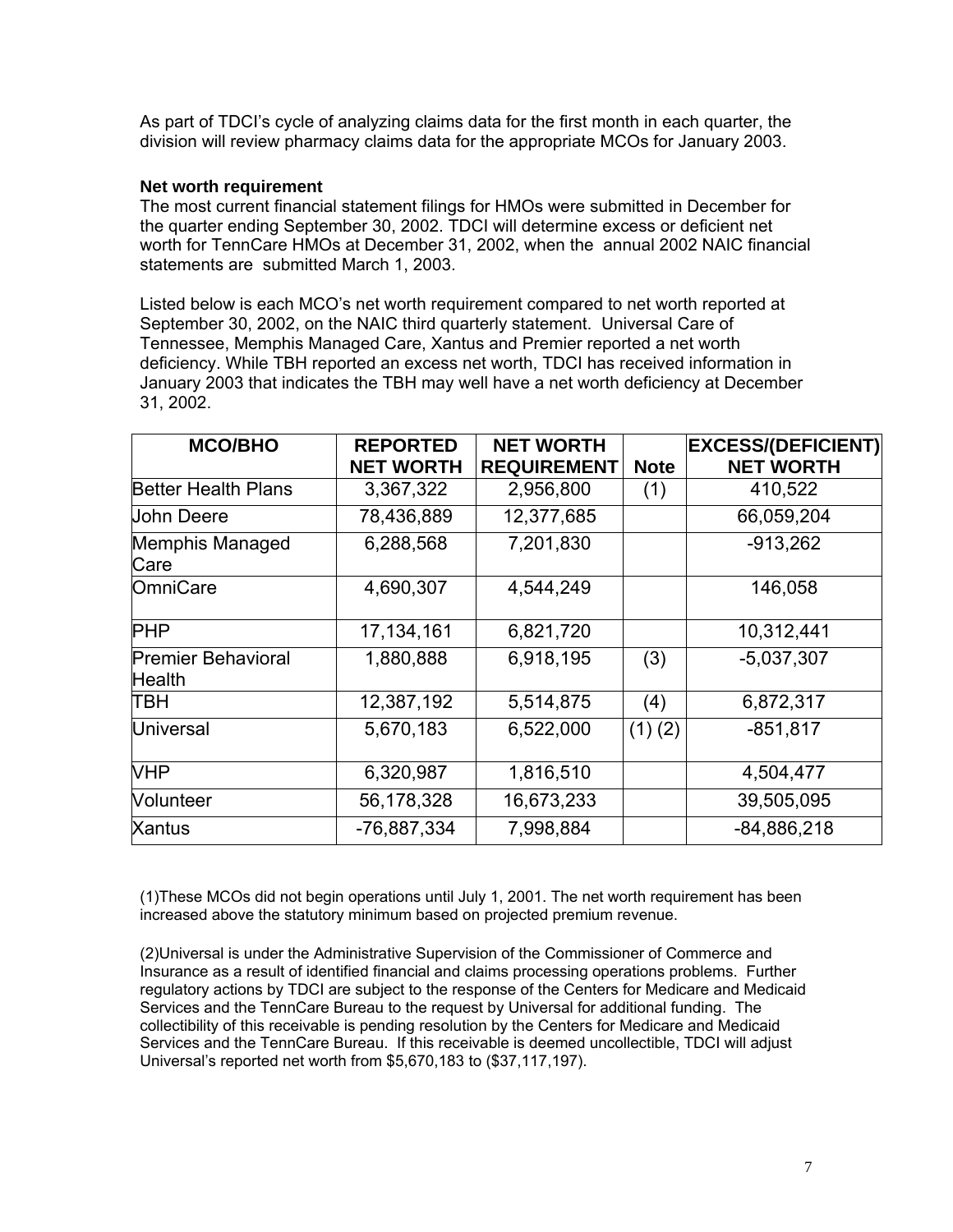As part of TDCI's cycle of analyzing claims data for the first month in each quarter, the division will review pharmacy claims data for the appropriate MCOs for January 2003.

**Net worth requirement**

The most current financial statement filings for HMOs were submitted in December for the quarter ending September 30, 2002. TDCI will determine excess or deficient net worth for TennCare HMOs at December 31, 2002, when the annual 2002 NAIC financial statements are submitted March 1, 2003.

Listed below is each MCO's net worth requirement compared to net worth reported at September 30, 2002, on the NAIC third quarterly statement. Universal Care of Tennessee, Memphis Managed Care, Xantus and Premier reported a net worth deficiency. While TBH reported an excess net worth, TDCI has received information in January 2003 that indicates the TBH may well have a net worth deficiency at December 31, 2002.

| MCO/BHO | REPORTED NET WORTH | NET WORTH REQUIREMENT | Note | EXCESS/(DEFICIENT) NET WORTH |
|---|---|---|---|---|
| Better Health Plans | 3,367,322 | 2,956,800 | (1) | 410,522 |
| John Deere | 78,436,889 | 12,377,685 | | 66,059,204 |
| Memphis Managed Care | 6,288,568 | 7,201,830 | | -913,262 |
| OmniCare | 4,690,307 | 4,544,249 | | 146,058 |
| PHP | 17,134,161 | 6,821,720 | | 10,312,441 |
| Premier Behavioral Health | 1,880,888 | 6,918,195 | (3) | -5,037,307 |
| TBH | 12,387,192 | 5,514,875 | (4) | 6,872,317 |
| Universal | 5,670,183 | 6,522,000 | (1) (2) | -851,817 |
| VHP | 6,320,987 | 1,816,510 | | 4,504,477 |
| Volunteer | 56,178,328 | 16,673,233 | | 39,505,095 |
| Xantus | -76,887,334 | 7,998,884 | | -84,886,218 |

(1)These MCOs did not begin operations until July 1, 2001. The net worth requirement has been increased above the statutory minimum based on projected premium revenue.

(2)Universal is under the Administrative Supervision of the Commissioner of Commerce and Insurance as a result of identified financial and claims processing operations problems. Further regulatory actions by TDCI are subject to the response of the Centers for Medicare and Medicaid Services and the TennCare Bureau to the request by Universal for additional funding. The collectibility of this receivable is pending resolution by the Centers for Medicare and Medicaid Services and the TennCare Bureau. If this receivable is deemed uncollectible, TDCI will adjust Universal's reported net worth from $5,670,183 to ($37,117,197).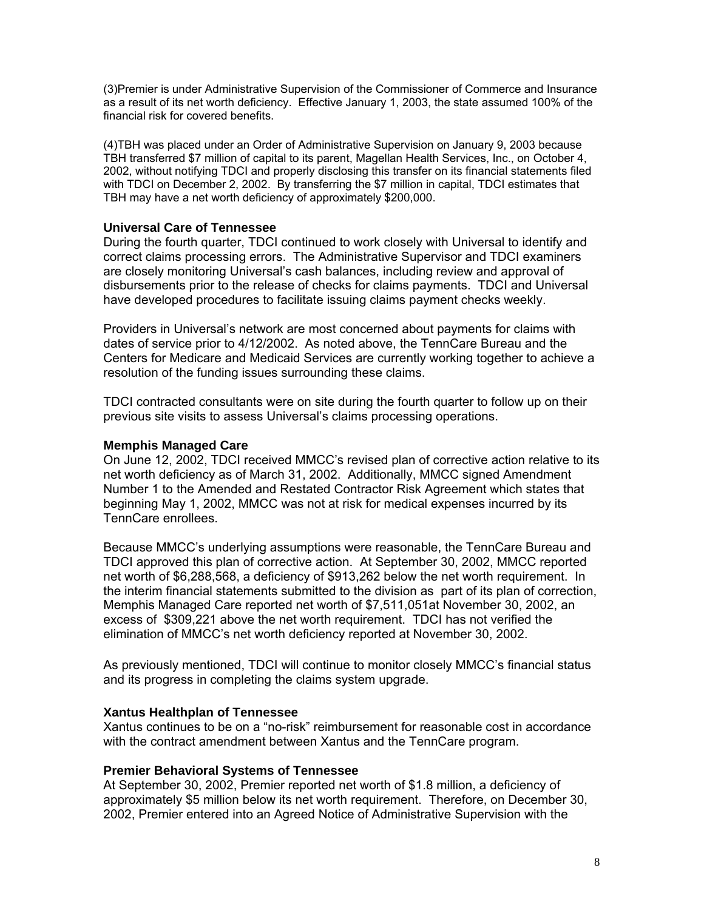(3)Premier is under Administrative Supervision of the Commissioner of Commerce and Insurance as a result of its net worth deficiency. Effective January 1, 2003, the state assumed 100% of the financial risk for covered benefits.

(4)TBH was placed under an Order of Administrative Supervision on January 9, 2003 because TBH transferred $7 million of capital to its parent, Magellan Health Services, Inc., on October 4, 2002, without notifying TDCI and properly disclosing this transfer on its financial statements filed with TDCI on December 2, 2002. By transferring the $7 million in capital, TDCI estimates that TBH may have a net worth deficiency of approximately $200,000.

**Universal Care of Tennessee**

During the fourth quarter, TDCI continued to work closely with Universal to identify and correct claims processing errors. The Administrative Supervisor and TDCI examiners are closely monitoring Universal's cash balances, including review and approval of disbursements prior to the release of checks for claims payments. TDCI and Universal have developed procedures to facilitate issuing claims payment checks weekly.

Providers in Universal's network are most concerned about payments for claims with dates of service prior to 4/12/2002. As noted above, the TennCare Bureau and the Centers for Medicare and Medicaid Services are currently working together to achieve a resolution of the funding issues surrounding these claims.

TDCI contracted consultants were on site during the fourth quarter to follow up on their previous site visits to assess Universal's claims processing operations.

**Memphis Managed Care**

On June 12, 2002, TDCI received MMCC's revised plan of corrective action relative to its net worth deficiency as of March 31, 2002. Additionally, MMCC signed Amendment Number 1 to the Amended and Restated Contractor Risk Agreement which states that beginning May 1, 2002, MMCC was not at risk for medical expenses incurred by its TennCare enrollees.

Because MMCC's underlying assumptions were reasonable, the TennCare Bureau and TDCI approved this plan of corrective action. At September 30, 2002, MMCC reported net worth of $6,288,568, a deficiency of $913,262 below the net worth requirement. In the interim financial statements submitted to the division as part of its plan of correction, Memphis Managed Care reported net worth of $7,511,051at November 30, 2002, an excess of $309,221 above the net worth requirement. TDCI has not verified the elimination of MMCC's net worth deficiency reported at November 30, 2002.

As previously mentioned, TDCI will continue to monitor closely MMCC's financial status and its progress in completing the claims system upgrade.

**Xantus Healthplan of Tennessee**

Xantus continues to be on a "no-risk" reimbursement for reasonable cost in accordance with the contract amendment between Xantus and the TennCare program.

**Premier Behavioral Systems of Tennessee**

At September 30, 2002, Premier reported net worth of $1.8 million, a deficiency of approximately $5 million below its net worth requirement. Therefore, on December 30, 2002, Premier entered into an Agreed Notice of Administrative Supervision with the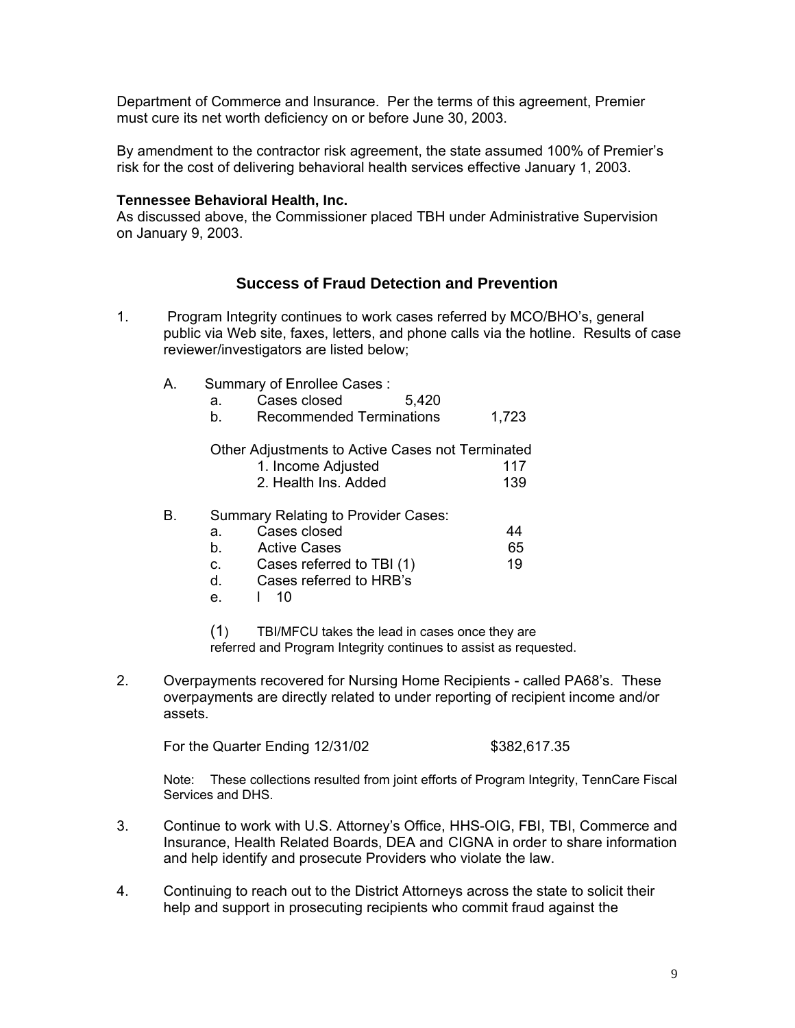Department of Commerce and Insurance. Per the terms of this agreement, Premier must cure its net worth deficiency on or before June 30, 2003.

By amendment to the contractor risk agreement, the state assumed 100% of Premier's risk for the cost of delivering behavioral health services effective January 1, 2003.

**Tennessee Behavioral Health, Inc.**
As discussed above, the Commissioner placed TBH under Administrative Supervision on January 9, 2003.

## Success of Fraud Detection and Prevention

1. Program Integrity continues to work cases referred by MCO/BHO's, general public via Web site, faxes, letters, and phone calls via the hotline. Results of case reviewer/investigators are listed below;

   A. Summary of Enrollee Cases :
      a. Cases closed 5,420
      b. Recommended Terminations 1,723

      Other Adjustments to Active Cases not Terminated
      1. Income Adjusted 117
      2. Health Ins. Added 139

   B. Summary Relating to Provider Cases:
      a. Cases closed 44
      b. Active Cases 65
      c. Cases referred to TBI (1) 19
      d. Cases referred to HRB's
      e. l 10

      (1) TBI/MFCU takes the lead in cases once they are referred and Program Integrity continues to assist as requested.

2. Overpayments recovered for Nursing Home Recipients - called PA68's. These overpayments are directly related to under reporting of recipient income and/or assets.

   For the Quarter Ending 12/31/02 $382,617.35

   Note: These collections resulted from joint efforts of Program Integrity, TennCare Fiscal Services and DHS.

3. Continue to work with U.S. Attorney's Office, HHS-OIG, FBI, TBI, Commerce and Insurance, Health Related Boards, DEA and CIGNA in order to share information and help identify and prosecute Providers who violate the law.

4. Continuing to reach out to the District Attorneys across the state to solicit their help and support in prosecuting recipients who commit fraud against the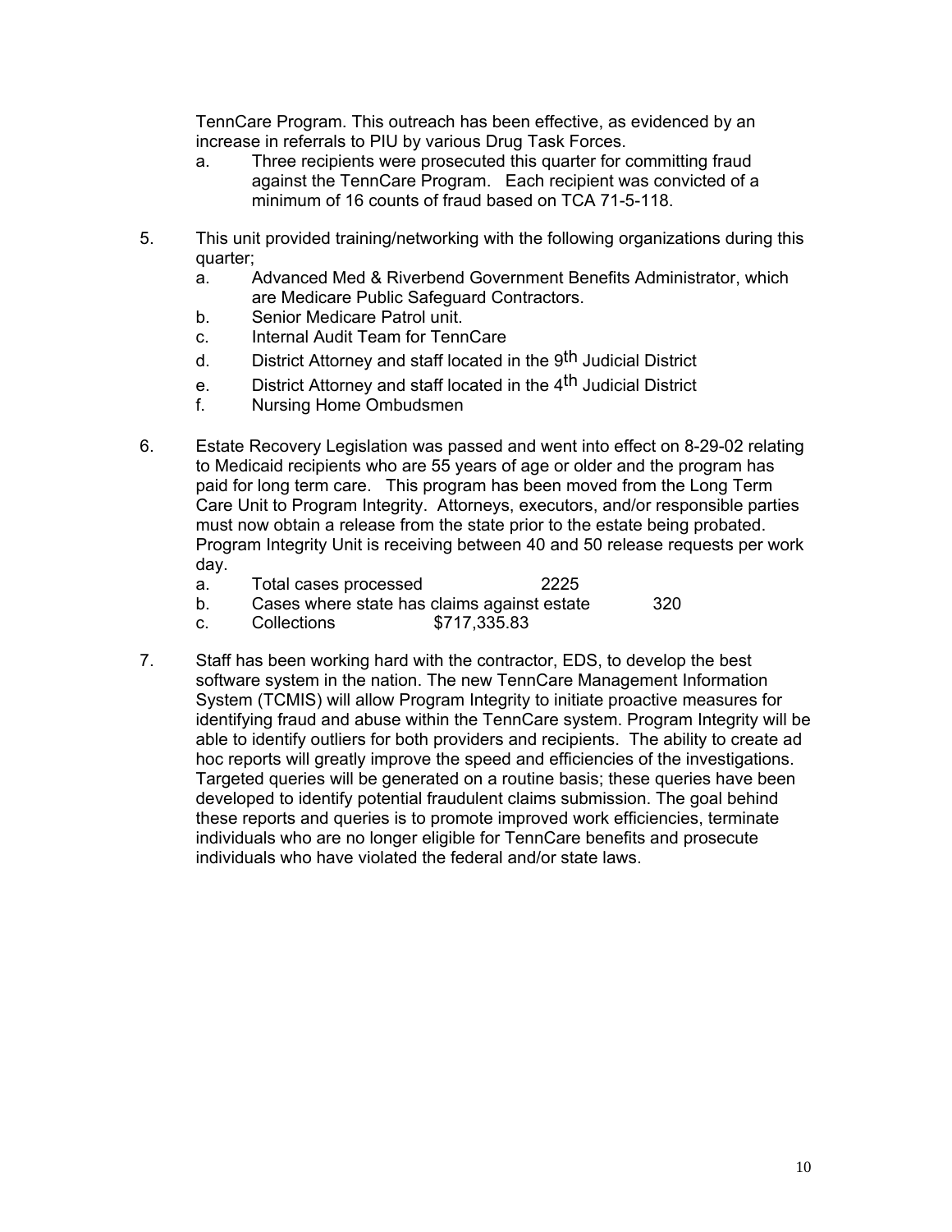TennCare Program. This outreach has been effective, as evidenced by an increase in referrals to PIU by various Drug Task Forces.

   a. Three recipients were prosecuted this quarter for committing fraud against the TennCare Program. Each recipient was convicted of a minimum of 16 counts of fraud based on TCA 71-5-118.

5. This unit provided training/networking with the following organizations during this quarter;
   a. Advanced Med & Riverbend Government Benefits Administrator, which are Medicare Public Safeguard Contractors.
   b. Senior Medicare Patrol unit.
   c. Internal Audit Team for TennCare
   d. District Attorney and staff located in the 9th Judicial District
   e. District Attorney and staff located in the 4th Judicial District
   f. Nursing Home Ombudsmen

6. Estate Recovery Legislation was passed and went into effect on 8-29-02 relating to Medicaid recipients who are 55 years of age or older and the program has paid for long term care. This program has been moved from the Long Term Care Unit to Program Integrity. Attorneys, executors, and/or responsible parties must now obtain a release from the state prior to the estate being probated. Program Integrity Unit is receiving between 40 and 50 release requests per work day.
   a. Total cases processed 2225
   b. Cases where state has claims against estate 320
   c. Collections $717,335.83

7. Staff has been working hard with the contractor, EDS, to develop the best software system in the nation. The new TennCare Management Information System (TCMIS) will allow Program Integrity to initiate proactive measures for identifying fraud and abuse within the TennCare system. Program Integrity will be able to identify outliers for both providers and recipients. The ability to create ad hoc reports will greatly improve the speed and efficiencies of the investigations. Targeted queries will be generated on a routine basis; these queries have been developed to identify potential fraudulent claims submission. The goal behind these reports and queries is to promote improved work efficiencies, terminate individuals who are no longer eligible for TennCare benefits and prosecute individuals who have violated the federal and/or state laws.